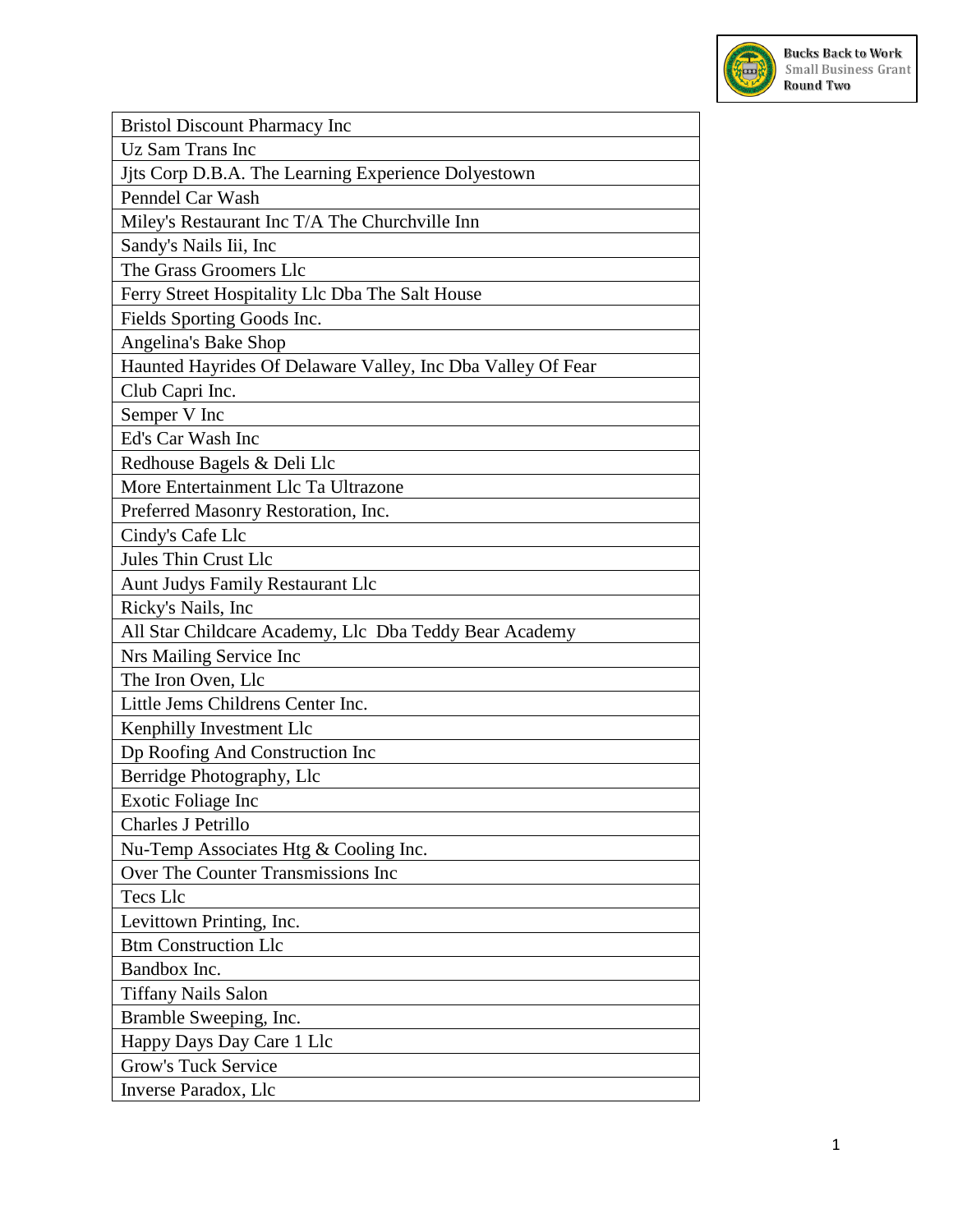Bucks Back to Work
Small Business Grant
Round Two

| Bristol Discount Pharmacy Inc |
|---|
| Uz Sam Trans Inc |
| Jjts Corp D.B.A. The Learning Experience Dolyestown |
| Penndel Car Wash |
| Miley's Restaurant Inc T/A The Churchville Inn |
| Sandy's Nails Iii, Inc |
| The Grass Groomers Llc |
| Ferry Street Hospitality Llc Dba The Salt House |
| Fields Sporting Goods Inc. |
| Angelina's Bake Shop |
| Haunted Hayrides Of Delaware Valley, Inc Dba Valley Of Fear |
| Club Capri Inc. |
| Semper V Inc |
| Ed's Car Wash Inc |
| Redhouse Bagels & Deli Llc |
| More Entertainment Llc Ta Ultrazone |
| Preferred Masonry Restoration, Inc. |
| Cindy's Cafe Llc |
| Jules Thin Crust Llc |
| Aunt Judys Family Restaurant Llc |
| Ricky's Nails, Inc |
| All Star Childcare Academy, Llc Dba Teddy Bear Academy |
| Nrs Mailing Service Inc |
| The Iron Oven, Llc |
| Little Jems Childrens Center Inc. |
| Kenphilly Investment Llc |
| Dp Roofing And Construction Inc |
| Berridge Photography, Llc |
| Exotic Foliage Inc |
| Charles J Petrillo |
| Nu-Temp Associates Htg & Cooling Inc. |
| Over The Counter Transmissions Inc |
| Tecs Llc |
| Levittown Printing, Inc. |
| Btm Construction Llc |
| Bandbox Inc. |
| Tiffany Nails Salon |
| Bramble Sweeping, Inc. |
| Happy Days Day Care 1 Llc |
| Grow's Tuck Service |
| Inverse Paradox, Llc |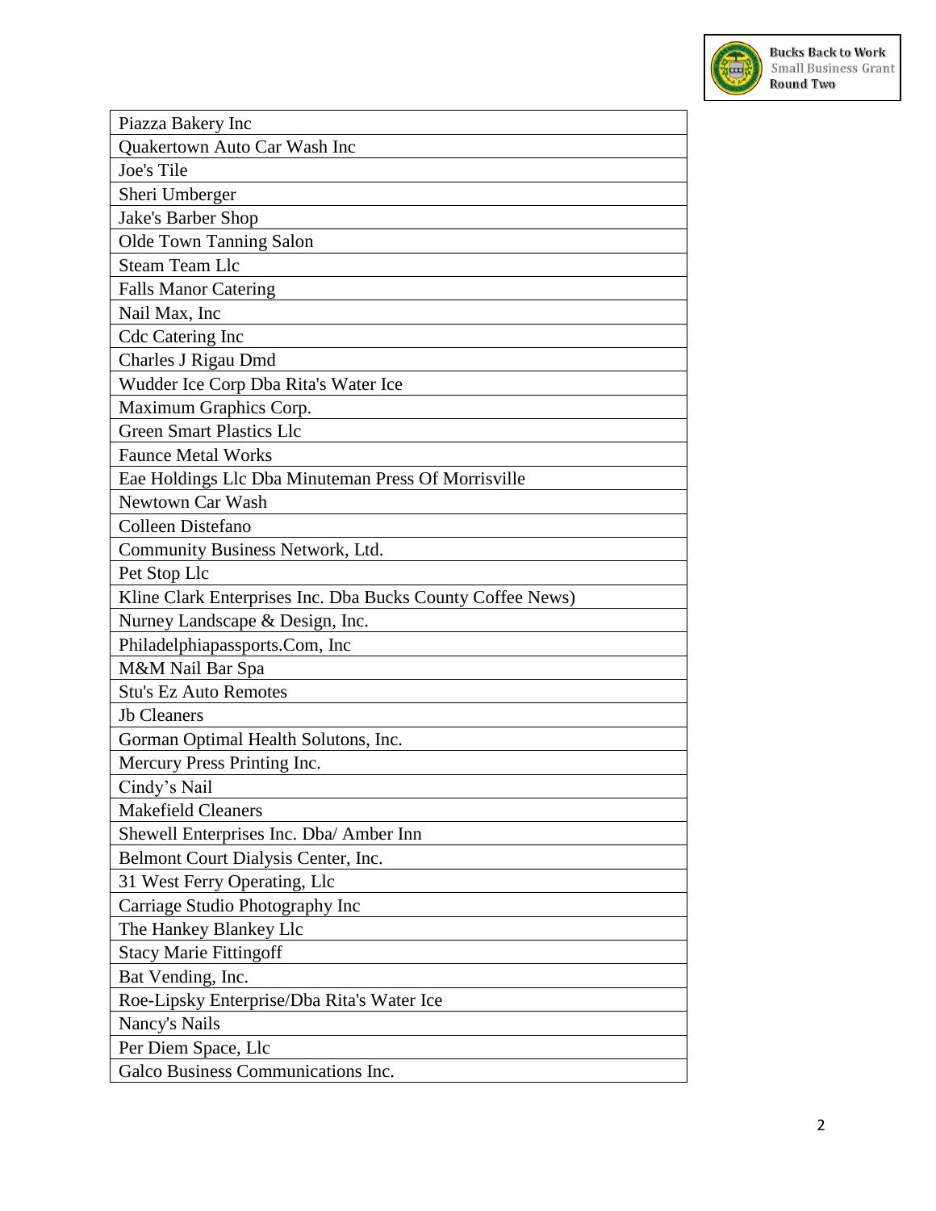| Piazza Bakery Inc |
| --- |
| Quakertown Auto Car Wash Inc |
| Joe's Tile |
| Sheri Umberger |
| Jake's Barber Shop |
| Olde Town Tanning Salon |
| Steam Team Llc |
| Falls Manor Catering |
| Nail Max, Inc |
| Cdc Catering Inc |
| Charles J Rigau Dmd |
| Wudder Ice Corp Dba Rita's Water Ice |
| Maximum Graphics Corp. |
| Green Smart Plastics Llc |
| Faunce Metal Works |
| Eae Holdings Llc Dba Minuteman Press Of Morrisville |
| Newtown Car Wash |
| Colleen Distefano |
| Community Business Network, Ltd. |
| Pet Stop Llc |
| Kline Clark Enterprises Inc. Dba Bucks County Coffee News) |
| Nurney Landscape & Design, Inc. |
| Philadelphiapassports.Com, Inc |
| M&M Nail Bar Spa |
| Stu's Ez Auto Remotes |
| Jb Cleaners |
| Gorman Optimal Health Solutons, Inc. |
| Mercury Press Printing Inc. |
| Cindy's Nail |
| Makefield Cleaners |
| Shewell Enterprises Inc. Dba/ Amber Inn |
| Belmont Court Dialysis Center, Inc. |
| 31 West Ferry Operating, Llc |
| Carriage Studio Photography Inc |
| The Hankey Blankey Llc |
| Stacy Marie Fittingoff |
| Bat Vending, Inc. |
| Roe-Lipsky Enterprise/Dba Rita's Water Ice |
| Nancy's Nails |
| Per Diem Space, Llc |
| Galco Business Communications Inc. |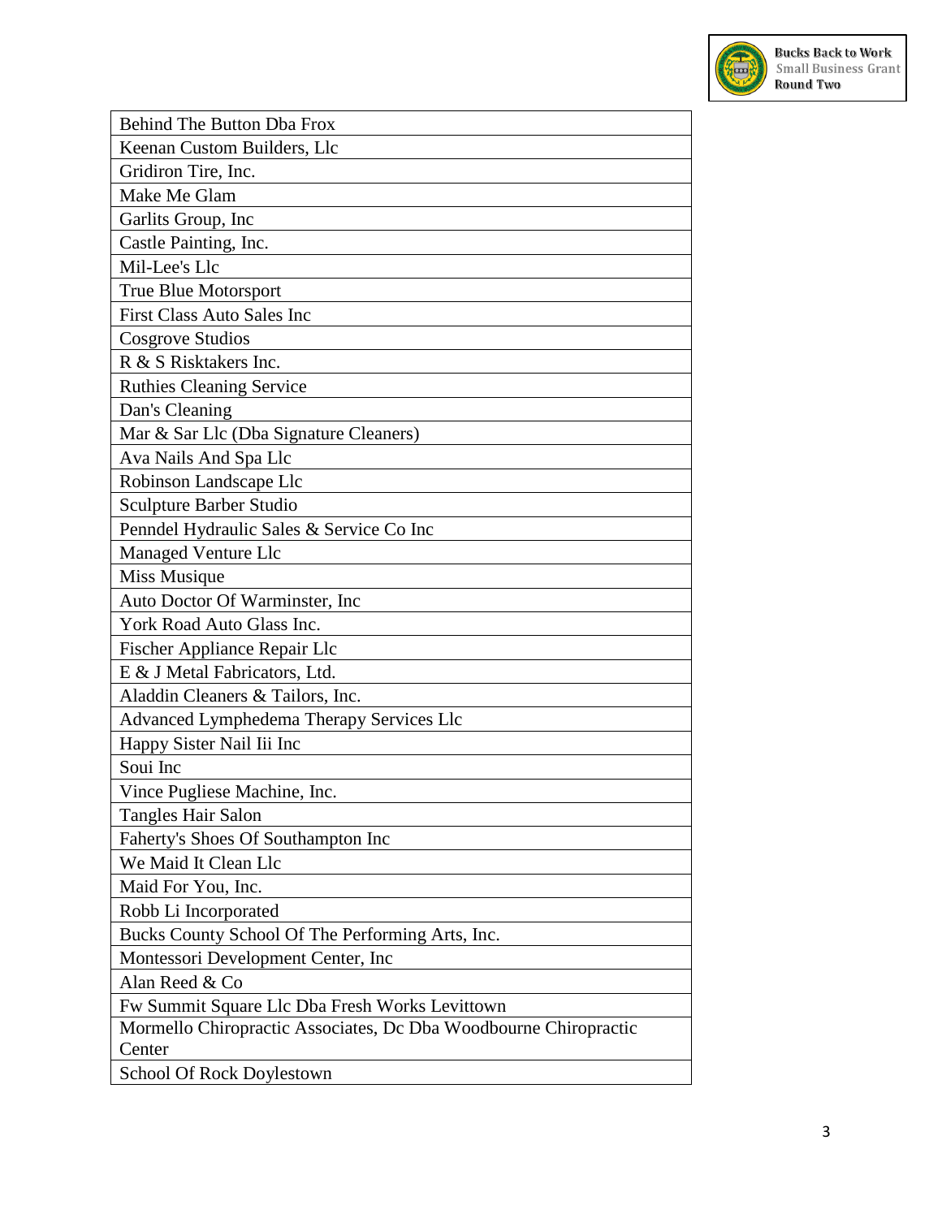| Behind The Button Dba Frox |
| --- |
| Keenan Custom Builders, Llc |
| Gridiron Tire, Inc. |
| Make Me Glam |
| Garlits Group, Inc |
| Castle Painting, Inc. |
| Mil-Lee's Llc |
| True Blue Motorsport |
| First Class Auto Sales Inc |
| Cosgrove Studios |
| R & S Risktakers Inc. |
| Ruthies Cleaning Service |
| Dan's Cleaning |
| Mar & Sar Llc (Dba Signature Cleaners) |
| Ava Nails And Spa Llc |
| Robinson Landscape Llc |
| Sculpture Barber Studio |
| Penndel Hydraulic Sales & Service Co Inc |
| Managed Venture Llc |
| Miss Musique |
| Auto Doctor Of Warminster, Inc |
| York Road Auto Glass Inc. |
| Fischer Appliance Repair Llc |
| E & J Metal Fabricators, Ltd. |
| Aladdin Cleaners & Tailors, Inc. |
| Advanced Lymphedema Therapy Services Llc |
| Happy Sister Nail Iii Inc |
| Soui Inc |
| Vince Pugliese Machine, Inc. |
| Tangles Hair Salon |
| Faherty's Shoes Of Southampton Inc |
| We Maid It Clean Llc |
| Maid For You, Inc. |
| Robb Li Incorporated |
| Bucks County School Of The Performing Arts, Inc. |
| Montessori Development Center, Inc |
| Alan Reed & Co |
| Fw Summit Square Llc Dba Fresh Works Levittown |
| Mormello Chiropractic Associates, Dc Dba Woodbourne Chiropractic Center |
| School Of Rock Doylestown |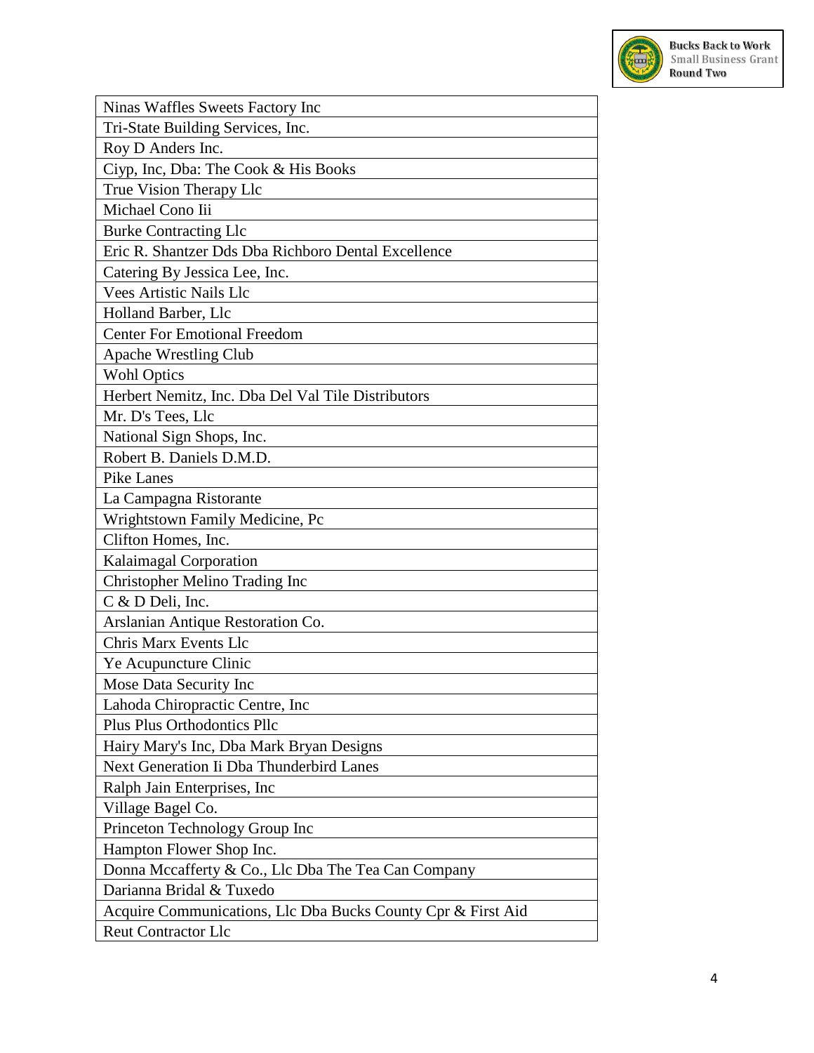| Ninas Waffles Sweets Factory Inc |
|---|
| Tri-State Building Services, Inc. |
| Roy D Anders Inc. |
| Ciyp, Inc, Dba: The Cook & His Books |
| True Vision Therapy Llc |
| Michael Cono Iii |
| Burke Contracting Llc |
| Eric R. Shantzer Dds Dba Richboro Dental Excellence |
| Catering By Jessica Lee, Inc. |
| Vees Artistic Nails Llc |
| Holland Barber, Llc |
| Center For Emotional Freedom |
| Apache Wrestling Club |
| Wohl Optics |
| Herbert Nemitz, Inc. Dba Del Val Tile Distributors |
| Mr. D's Tees, Llc |
| National Sign Shops, Inc. |
| Robert B. Daniels D.M.D. |
| Pike Lanes |
| La Campagna Ristorante |
| Wrightstown Family Medicine, Pc |
| Clifton Homes, Inc. |
| Kalaimagal Corporation |
| Christopher Melino Trading Inc |
| C & D Deli, Inc. |
| Arslanian Antique Restoration Co. |
| Chris Marx Events Llc |
| Ye Acupuncture Clinic |
| Mose Data Security Inc |
| Lahoda Chiropractic Centre, Inc |
| Plus Plus Orthodontics Pllc |
| Hairy Mary's Inc, Dba Mark Bryan Designs |
| Next Generation Ii Dba Thunderbird Lanes |
| Ralph Jain Enterprises, Inc |
| Village Bagel Co. |
| Princeton Technology Group Inc |
| Hampton Flower Shop Inc. |
| Donna Mccafferty & Co., Llc Dba The Tea Can Company |
| Darianna Bridal & Tuxedo |
| Acquire Communications, Llc Dba Bucks County Cpr & First Aid |
| Reut Contractor Llc |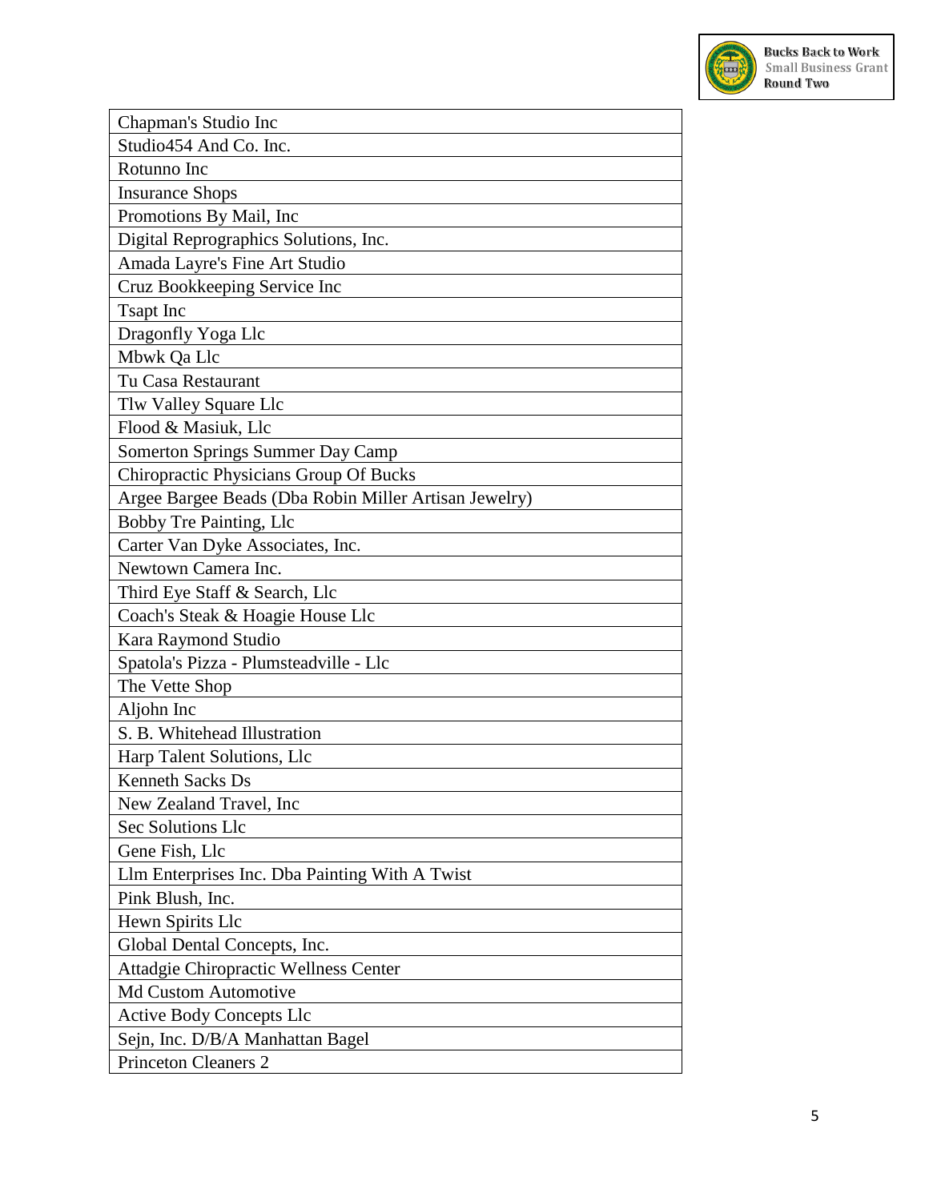| Chapman's Studio Inc |
|---|
| Studio454 And Co. Inc. |
| Rotunno Inc |
| Insurance Shops |
| Promotions By Mail, Inc |
| Digital Reprographics Solutions, Inc. |
| Amada Layre's Fine Art Studio |
| Cruz Bookkeeping Service Inc |
| Tsapt Inc |
| Dragonfly Yoga Llc |
| Mbwk Qa Llc |
| Tu Casa Restaurant |
| Tlw Valley Square Llc |
| Flood & Masiuk, Llc |
| Somerton Springs Summer Day Camp |
| Chiropractic Physicians Group Of Bucks |
| Argee Bargee Beads (Dba Robin Miller Artisan Jewelry) |
| Bobby Tre Painting, Llc |
| Carter Van Dyke Associates, Inc. |
| Newtown Camera Inc. |
| Third Eye Staff & Search, Llc |
| Coach's Steak & Hoagie House Llc |
| Kara Raymond Studio |
| Spatola's Pizza - Plumsteadville - Llc |
| The Vette Shop |
| Aljohn Inc |
| S. B. Whitehead Illustration |
| Harp Talent Solutions, Llc |
| Kenneth Sacks Ds |
| New Zealand Travel, Inc |
| Sec Solutions Llc |
| Gene Fish, Llc |
| Llm Enterprises Inc. Dba Painting With A Twist |
| Pink Blush, Inc. |
| Hewn Spirits Llc |
| Global Dental Concepts, Inc. |
| Attadgie Chiropractic Wellness Center |
| Md Custom Automotive |
| Active Body Concepts Llc |
| Sejn, Inc. D/B/A Manhattan Bagel |
| Princeton Cleaners 2 |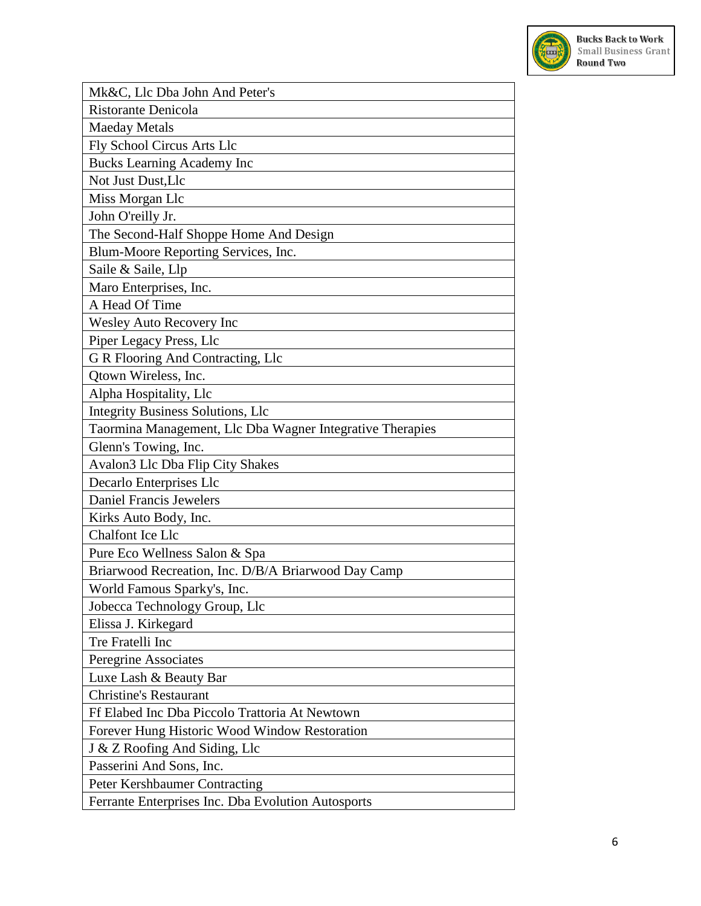| Mk&C, Llc Dba John And Peter's |
|---|
| Ristorante Denicola |
| Maeday Metals |
| Fly School Circus Arts Llc |
| Bucks Learning Academy Inc |
| Not Just Dust,Llc |
| Miss Morgan Llc |
| John O'reilly Jr. |
| The Second-Half Shoppe Home And Design |
| Blum-Moore Reporting Services, Inc. |
| Saile & Saile, Llp |
| Maro Enterprises, Inc. |
| A Head Of Time |
| Wesley Auto Recovery Inc |
| Piper Legacy Press, Llc |
| G R Flooring And Contracting, Llc |
| Qtown Wireless, Inc. |
| Alpha Hospitality, Llc |
| Integrity Business Solutions, Llc |
| Taormina Management, Llc Dba Wagner Integrative Therapies |
| Glenn's Towing, Inc. |
| Avalon3 Llc Dba Flip City Shakes |
| Decarlo Enterprises Llc |
| Daniel Francis Jewelers |
| Kirks Auto Body, Inc. |
| Chalfont Ice Llc |
| Pure Eco Wellness Salon & Spa |
| Briarwood Recreation, Inc. D/B/A Briarwood Day Camp |
| World Famous Sparky's, Inc. |
| Jobecca Technology Group, Llc |
| Elissa J. Kirkegard |
| Tre Fratelli Inc |
| Peregrine Associates |
| Luxe Lash & Beauty Bar |
| Christine's Restaurant |
| Ff Elabed Inc Dba Piccolo Trattoria At Newtown |
| Forever Hung Historic Wood Window Restoration |
| J & Z Roofing And Siding, Llc |
| Passerini And Sons, Inc. |
| Peter Kershbaumer Contracting |
| Ferrante Enterprises Inc. Dba Evolution Autosports |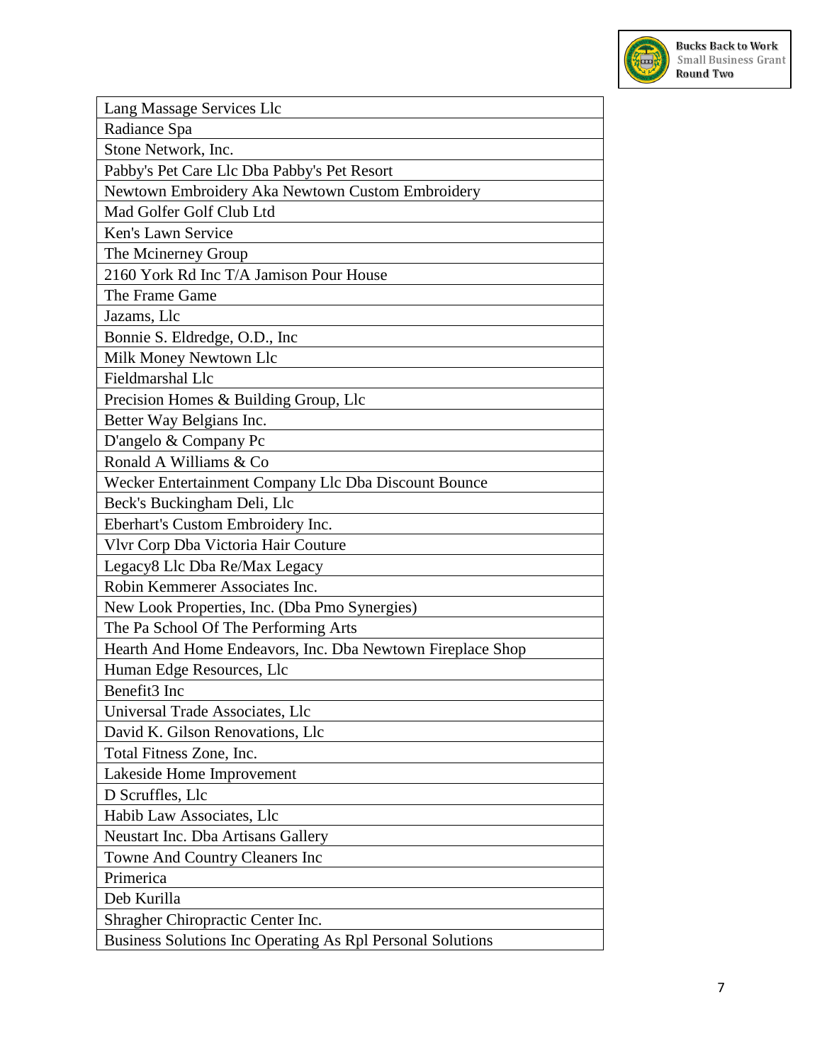| Lang Massage Services Llc |
|---|
| Radiance Spa |
| Stone Network, Inc. |
| Pabby's Pet Care Llc Dba Pabby's Pet Resort |
| Newtown Embroidery Aka Newtown Custom Embroidery |
| Mad Golfer Golf Club Ltd |
| Ken's Lawn Service |
| The Mcinerney Group |
| 2160 York Rd Inc T/A Jamison Pour House |
| The Frame Game |
| Jazams, Llc |
| Bonnie S. Eldredge, O.D., Inc |
| Milk Money Newtown Llc |
| Fieldmarshal Llc |
| Precision Homes & Building Group, Llc |
| Better Way Belgians Inc. |
| D'angelo & Company Pc |
| Ronald A Williams & Co |
| Wecker Entertainment Company Llc Dba Discount Bounce |
| Beck's Buckingham Deli, Llc |
| Eberhart's Custom Embroidery Inc. |
| Vlvr Corp Dba Victoria Hair Couture |
| Legacy8 Llc Dba Re/Max Legacy |
| Robin Kemmerer Associates Inc. |
| New Look Properties, Inc. (Dba Pmo Synergies) |
| The Pa School Of The Performing Arts |
| Hearth And Home Endeavors, Inc. Dba Newtown Fireplace Shop |
| Human Edge Resources, Llc |
| Benefit3 Inc |
| Universal Trade Associates, Llc |
| David K. Gilson Renovations, Llc |
| Total Fitness Zone, Inc. |
| Lakeside Home Improvement |
| D Scruffles, Llc |
| Habib Law Associates, Llc |
| Neustart Inc. Dba Artisans Gallery |
| Towne And Country Cleaners Inc |
| Primerica |
| Deb Kurilla |
| Shragher Chiropractic Center Inc. |
| Business Solutions Inc Operating As Rpl Personal Solutions |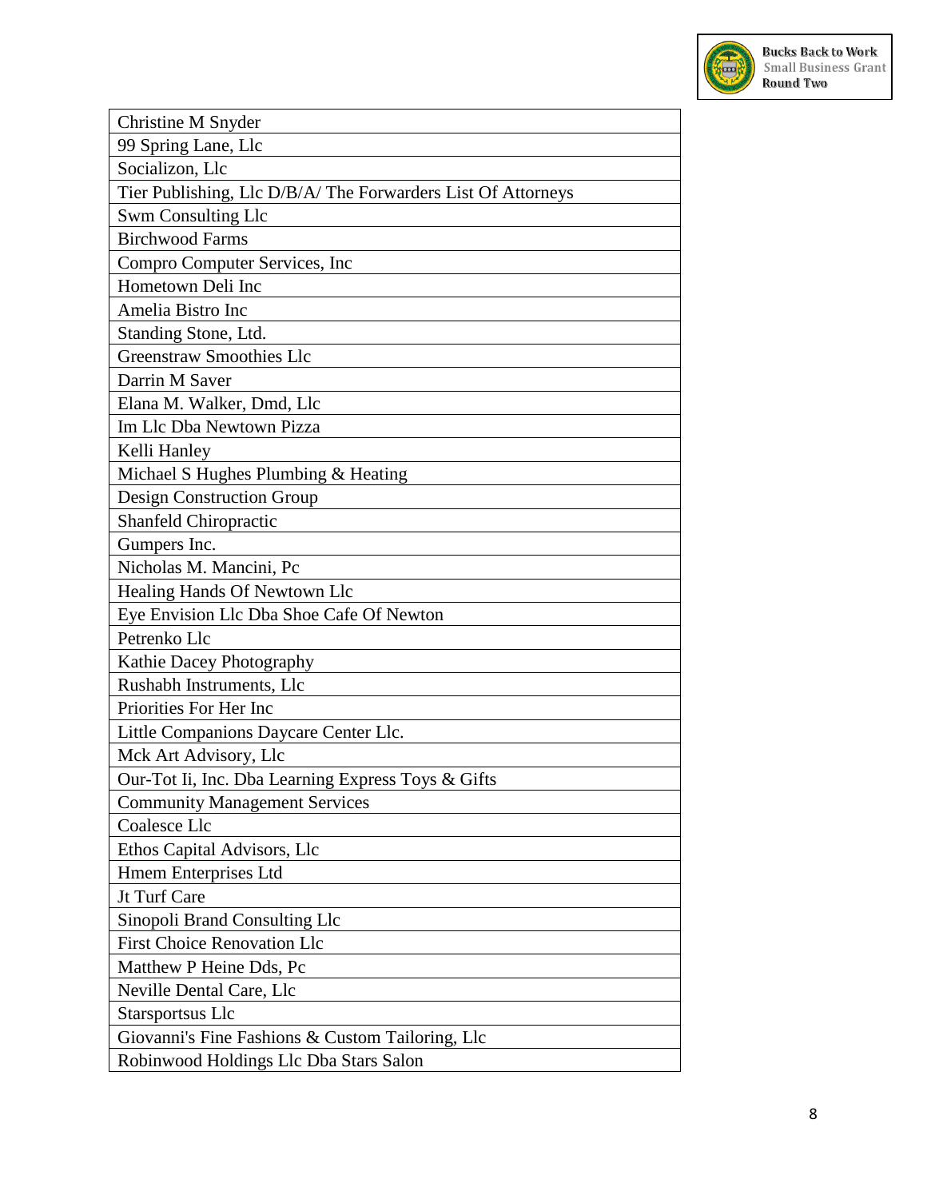| Christine M Snyder |
|---|
| 99 Spring Lane, Llc |
| Socializon, Llc |
| Tier Publishing, Llc D/B/A/ The Forwarders List Of Attorneys |
| Swm Consulting Llc |
| Birchwood Farms |
| Compro Computer Services, Inc |
| Hometown Deli Inc |
| Amelia Bistro Inc |
| Standing Stone, Ltd. |
| Greenstraw Smoothies Llc |
| Darrin M Saver |
| Elana M. Walker, Dmd, Llc |
| Im Llc Dba Newtown Pizza |
| Kelli Hanley |
| Michael S Hughes Plumbing & Heating |
| Design Construction Group |
| Shanfeld Chiropractic |
| Gumpers Inc. |
| Nicholas M. Mancini, Pc |
| Healing Hands Of Newtown Llc |
| Eye Envision Llc Dba Shoe Cafe Of Newton |
| Petrenko Llc |
| Kathie Dacey Photography |
| Rushabh Instruments, Llc |
| Priorities For Her Inc |
| Little Companions Daycare Center Llc. |
| Mck Art Advisory, Llc |
| Our-Tot Ii, Inc. Dba Learning Express Toys & Gifts |
| Community Management Services |
| Coalesce Llc |
| Ethos Capital Advisors, Llc |
| Hmem Enterprises Ltd |
| Jt Turf Care |
| Sinopoli Brand Consulting Llc |
| First Choice Renovation Llc |
| Matthew P Heine Dds, Pc |
| Neville Dental Care, Llc |
| Starsportsus Llc |
| Giovanni's Fine Fashions & Custom Tailoring, Llc |
| Robinwood Holdings Llc Dba Stars Salon |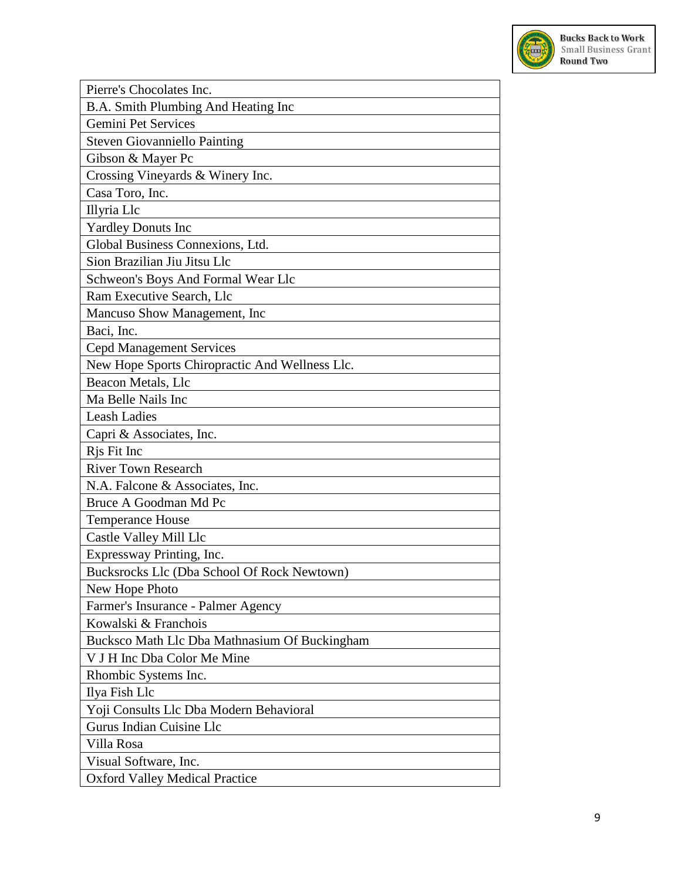| Pierre's Chocolates Inc. |
| --- |
| B.A. Smith Plumbing And Heating Inc |
| Gemini Pet Services |
| Steven Giovanniello Painting |
| Gibson & Mayer Pc |
| Crossing Vineyards & Winery Inc. |
| Casa Toro, Inc. |
| Illyria Llc |
| Yardley Donuts Inc |
| Global Business Connexions, Ltd. |
| Sion Brazilian Jiu Jitsu Llc |
| Schweon's Boys And Formal Wear Llc |
| Ram Executive Search, Llc |
| Mancuso Show Management, Inc |
| Baci, Inc. |
| Cepd Management Services |
| New Hope Sports Chiropractic And Wellness Llc. |
| Beacon Metals, Llc |
| Ma Belle Nails Inc |
| Leash Ladies |
| Capri & Associates, Inc. |
| Rjs Fit Inc |
| River Town Research |
| N.A. Falcone & Associates, Inc. |
| Bruce A Goodman Md Pc |
| Temperance House |
| Castle Valley Mill Llc |
| Expressway Printing, Inc. |
| Bucksrocks Llc (Dba School Of Rock Newtown) |
| New Hope Photo |
| Farmer's Insurance - Palmer Agency |
| Kowalski & Franchois |
| Bucksco Math Llc Dba Mathnasium Of Buckingham |
| V J H Inc Dba Color Me Mine |
| Rhombic Systems Inc. |
| Ilya Fish Llc |
| Yoji Consults Llc Dba Modern Behavioral |
| Gurus Indian Cuisine Llc |
| Villa Rosa |
| Visual Software, Inc. |
| Oxford Valley Medical Practice |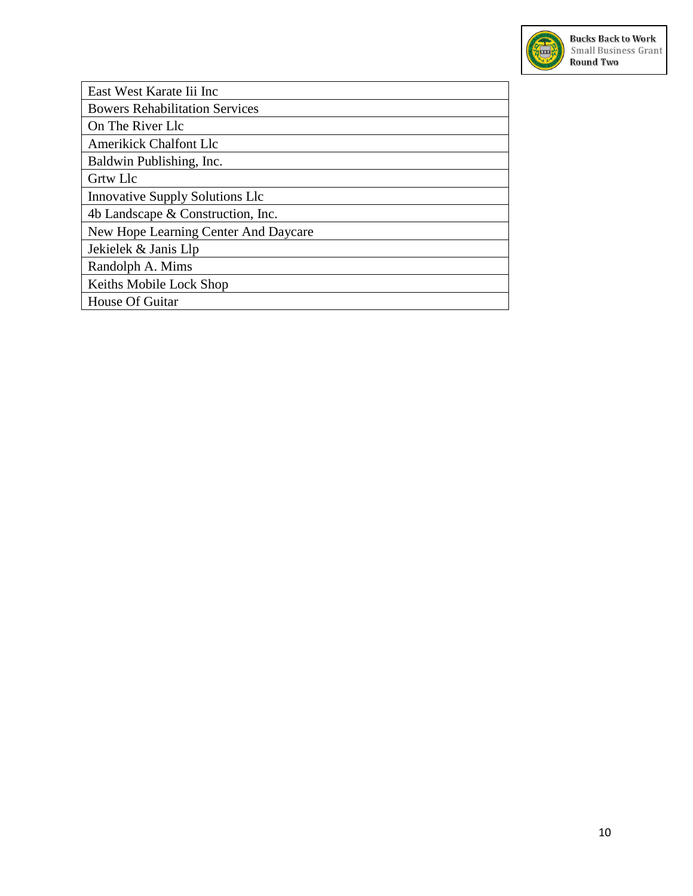| |
|---|
| East West Karate Iii Inc |
| Bowers Rehabilitation Services |
| On The River Llc |
| Amerikick Chalfont Llc |
| Baldwin Publishing, Inc. |
| Grtw Llc |
| Innovative Supply Solutions Llc |
| 4b Landscape & Construction, Inc. |
| New Hope Learning Center And Daycare |
| Jekielek & Janis Llp |
| Randolph A. Mims |
| Keiths Mobile Lock Shop |
| House Of Guitar |